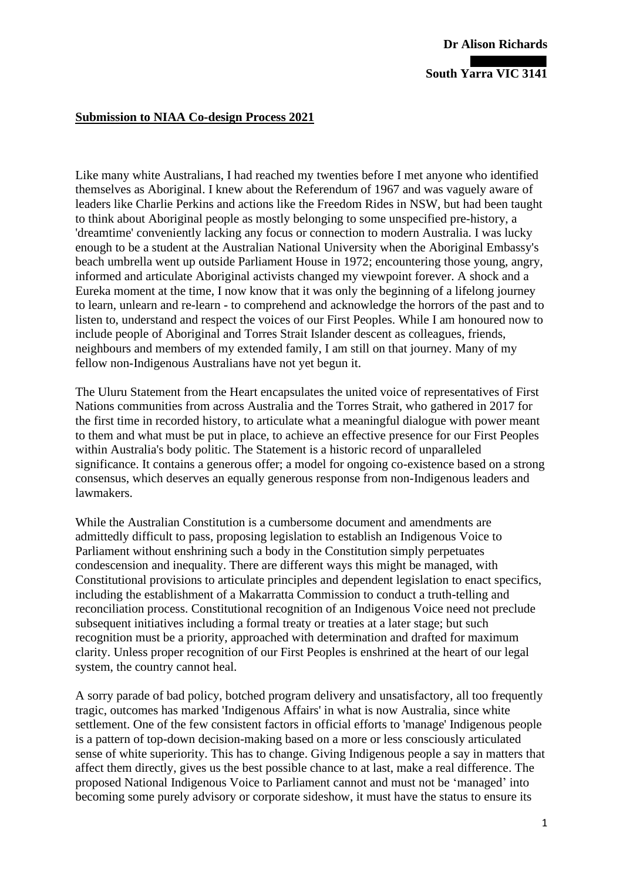**Dr Alison Richards**

**South Yarra VIC 3141**

**Submission to NIAA Co-design Process 2021**

Like many white Australians, I had reached my twenties before I met anyone who identified themselves as Aboriginal. I knew about the Referendum of 1967 and was vaguely aware of leaders like Charlie Perkins and actions like the Freedom Rides in NSW, but had been taught to think about Aboriginal people as mostly belonging to some unspecified pre-history, a 'dreamtime' conveniently lacking any focus or connection to modern Australia. I was lucky enough to be a student at the Australian National University when the Aboriginal Embassy's beach umbrella went up outside Parliament House in 1972; encountering those young, angry, informed and articulate Aboriginal activists changed my viewpoint forever. A shock and a Eureka moment at the time, I now know that it was only the beginning of a lifelong journey to learn, unlearn and re-learn - to comprehend and acknowledge the horrors of the past and to listen to, understand and respect the voices of our First Peoples. While I am honoured now to include people of Aboriginal and Torres Strait Islander descent as colleagues, friends, neighbours and members of my extended family, I am still on that journey. Many of my fellow non-Indigenous Australians have not yet begun it.

The Uluru Statement from the Heart encapsulates the united voice of representatives of First Nations communities from across Australia and the Torres Strait, who gathered in 2017 for the first time in recorded history, to articulate what a meaningful dialogue with power meant to them and what must be put in place, to achieve an effective presence for our First Peoples within Australia's body politic. The Statement is a historic record of unparalleled significance. It contains a generous offer; a model for ongoing co-existence based on a strong consensus, which deserves an equally generous response from non-Indigenous leaders and lawmakers.

While the Australian Constitution is a cumbersome document and amendments are admittedly difficult to pass, proposing legislation to establish an Indigenous Voice to Parliament without enshrining such a body in the Constitution simply perpetuates condescension and inequality. There are different ways this might be managed, with Constitutional provisions to articulate principles and dependent legislation to enact specifics, including the establishment of a Makarratta Commission to conduct a truth-telling and reconciliation process. Constitutional recognition of an Indigenous Voice need not preclude subsequent initiatives including a formal treaty or treaties at a later stage; but such recognition must be a priority, approached with determination and drafted for maximum clarity. Unless proper recognition of our First Peoples is enshrined at the heart of our legal system, the country cannot heal.

A sorry parade of bad policy, botched program delivery and unsatisfactory, all too frequently tragic, outcomes has marked 'Indigenous Affairs' in what is now Australia, since white settlement. One of the few consistent factors in official efforts to 'manage' Indigenous people is a pattern of top-down decision-making based on a more or less consciously articulated sense of white superiority. This has to change. Giving Indigenous people a say in matters that affect them directly, gives us the best possible chance to at last, make a real difference. The proposed National Indigenous Voice to Parliament cannot and must not be 'managed' into becoming some purely advisory or corporate sideshow, it must have the status to ensure its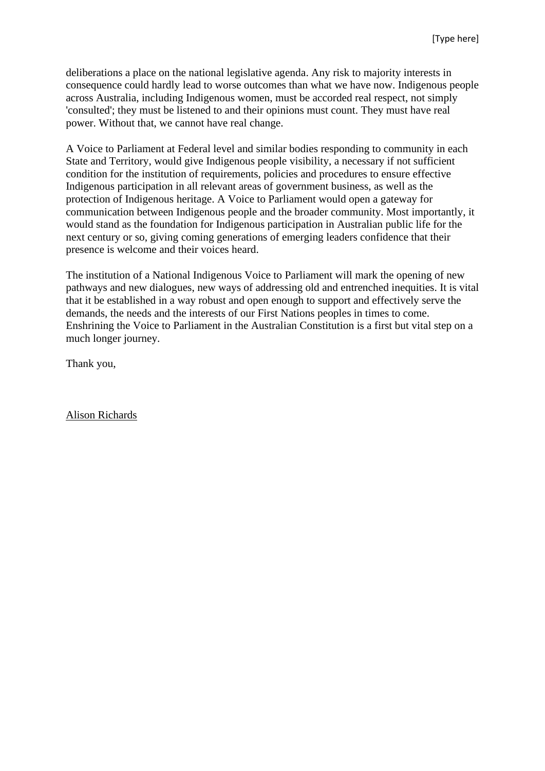deliberations a place on the national legislative agenda. Any risk to majority interests in consequence could hardly lead to worse outcomes than what we have now. Indigenous people across Australia, including Indigenous women, must be accorded real respect, not simply 'consulted'; they must be listened to and their opinions must count. They must have real power. Without that, we cannot have real change.

A Voice to Parliament at Federal level and similar bodies responding to community in each State and Territory, would give Indigenous people visibility, a necessary if not sufficient condition for the institution of requirements, policies and procedures to ensure effective Indigenous participation in all relevant areas of government business, as well as the protection of Indigenous heritage. A Voice to Parliament would open a gateway for communication between Indigenous people and the broader community. Most importantly, it would stand as the foundation for Indigenous participation in Australian public life for the next century or so, giving coming generations of emerging leaders confidence that their presence is welcome and their voices heard.

The institution of a National Indigenous Voice to Parliament will mark the opening of new pathways and new dialogues, new ways of addressing old and entrenched inequities. It is vital that it be established in a way robust and open enough to support and effectively serve the demands, the needs and the interests of our First Nations peoples in times to come. Enshrining the Voice to Parliament in the Australian Constitution is a first but vital step on a much longer journey.

Thank you,

Alison Richards